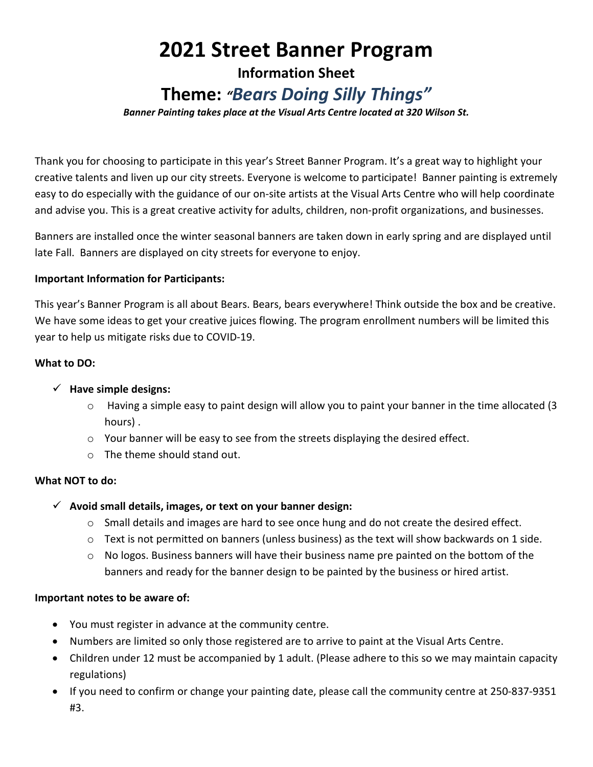# 2021 Street Banner Program

## Information Sheet

## Theme: *"Bears Doing Silly Things"*

***Banner Painting takes place at the Visual Arts Centre located at 320 Wilson St.***

Thank you for choosing to participate in this year's Street Banner Program. It's a great way to highlight your creative talents and liven up our city streets. Everyone is welcome to participate! Banner painting is extremely easy to do especially with the guidance of our on-site artists at the Visual Arts Centre who will help coordinate and advise you. This is a great creative activity for adults, children, non-profit organizations, and businesses.

Banners are installed once the winter seasonal banners are taken down in early spring and are displayed until late Fall. Banners are displayed on city streets for everyone to enjoy.

**Important Information for Participants:**

This year's Banner Program is all about Bears. Bears, bears everywhere! Think outside the box and be creative. We have some ideas to get your creative juices flowing. The program enrollment numbers will be limited this year to help us mitigate risks due to COVID-19.

**What to DO:**

- ✓ **Have simple designs:**
  - Having a simple easy to paint design will allow you to paint your banner in the time allocated (3 hours) .
  - Your banner will be easy to see from the streets displaying the desired effect.
  - The theme should stand out.

**What NOT to do:**

- ✓ **Avoid small details, images, or text on your banner design:**
  - Small details and images are hard to see once hung and do not create the desired effect.
  - Text is not permitted on banners (unless business) as the text will show backwards on 1 side.
  - No logos. Business banners will have their business name pre painted on the bottom of the banners and ready for the banner design to be painted by the business or hired artist.

**Important notes to be aware of:**

- You must register in advance at the community centre.
- Numbers are limited so only those registered are to arrive to paint at the Visual Arts Centre.
- Children under 12 must be accompanied by 1 adult. (Please adhere to this so we may maintain capacity regulations)
- If you need to confirm or change your painting date, please call the community centre at 250-837-9351 #3.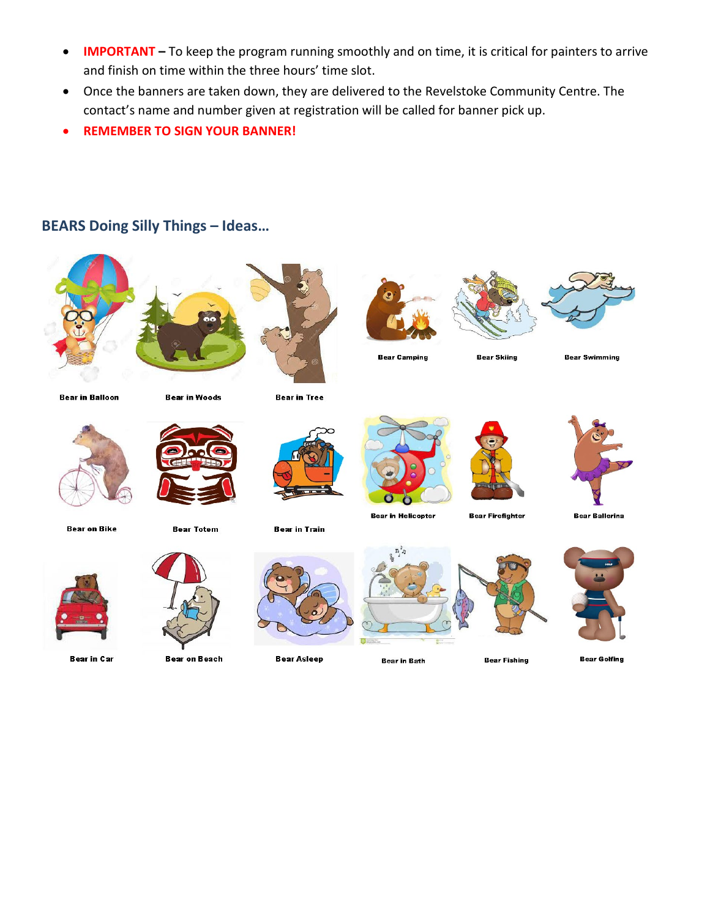- **IMPORTANT –** To keep the program running smoothly and on time, it is critical for painters to arrive and finish on time within the three hours' time slot.
- Once the banners are taken down, they are delivered to the Revelstoke Community Centre. The contact's name and number given at registration will be called for banner pick up.
- **REMEMBER TO SIGN YOUR BANNER!**

## BEARS Doing Silly Things – Ideas…

Bear in Balloon

Bear in Woods

Bear in Tree

Bear Camping

Bear Skiing

Bear Swimming

Bear on Bike

Bear Totem

Bear in Train

Bear in Helicopter

Bear Firefighter

Bear Ballerina

Bear in Car

Bear on Beach

Bear Asleep

Bear in Bath

Bear Fishing

Bear Golfing